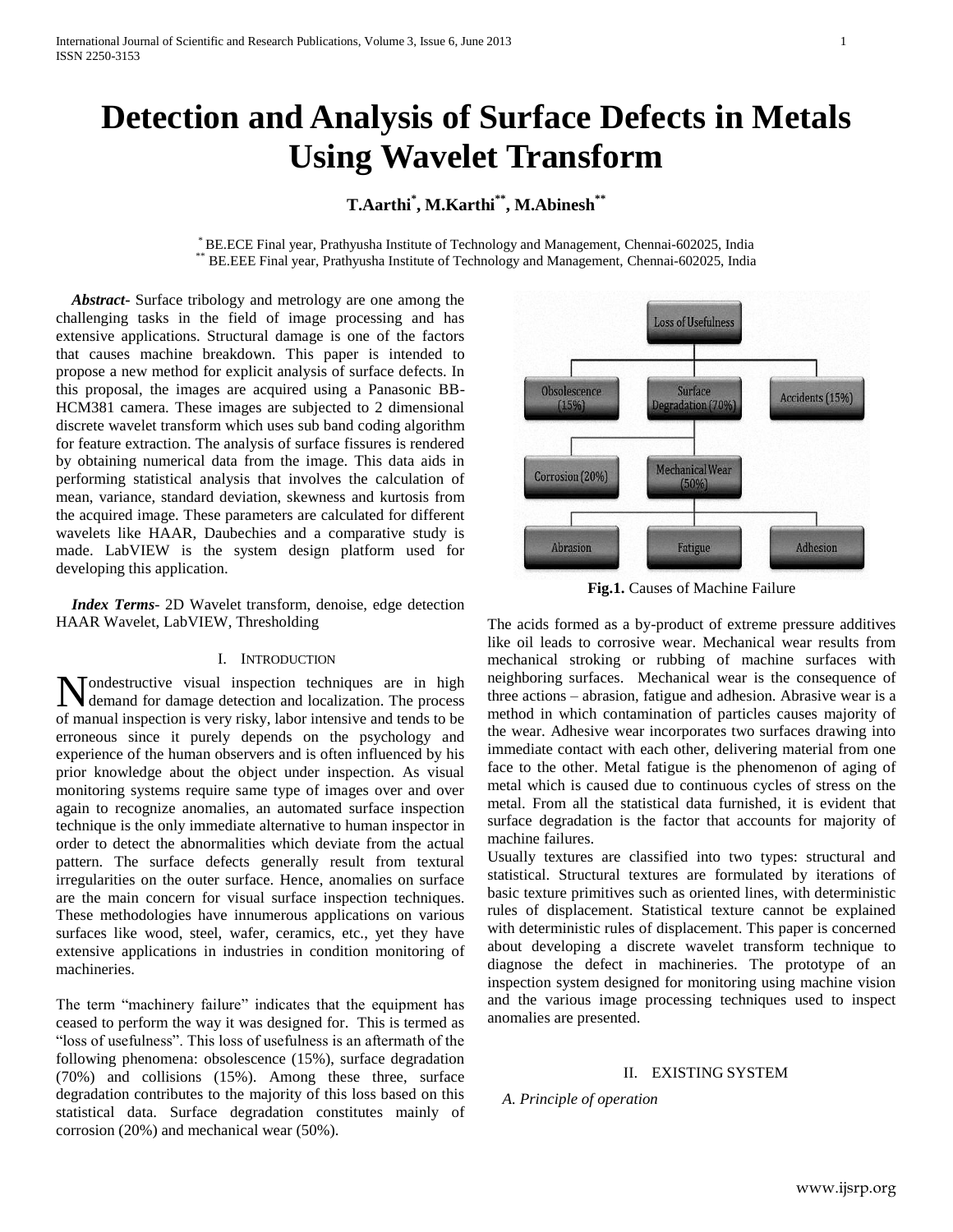# Detection and Analysis of Surface Defects in Metals Using Wavelet Transform

**T.Aarthi[*], M.Karthi[**], M.Abinesh[**]**

[*] BE.ECE Final year, Prathyusha Institute of Technology and Management, Chennai-602025, India
[**] BE.EEE Final year, Prathyusha Institute of Technology and Management, Chennai-602025, India

***Abstract-*** Surface tribology and metrology are one among the challenging tasks in the field of image processing and has extensive applications. Structural damage is one of the factors that causes machine breakdown. This paper is intended to propose a new method for explicit analysis of surface defects. In this proposal, the images are acquired using a Panasonic BB-HCM381 camera. These images are subjected to 2 dimensional discrete wavelet transform which uses sub band coding algorithm for feature extraction. The analysis of surface fissures is rendered by obtaining numerical data from the image. This data aids in performing statistical analysis that involves the calculation of mean, variance, standard deviation, skewness and kurtosis from the acquired image. These parameters are calculated for different wavelets like HAAR, Daubechies and a comparative study is made. LabVIEW is the system design platform used for developing this application.

***Index Terms*-** 2D Wavelet transform, denoise, edge detection HAAR Wavelet, LabVIEW, Thresholding

## I. Introduction

Nondestructive visual inspection techniques are in high demand for damage detection and localization. The process of manual inspection is very risky, labor intensive and tends to be erroneous since it purely depends on the psychology and experience of the human observers and is often influenced by his prior knowledge about the object under inspection. As visual monitoring systems require same type of images over and over again to recognize anomalies, an automated surface inspection technique is the only immediate alternative to human inspector in order to detect the abnormalities which deviate from the actual pattern. The surface defects generally result from textural irregularities on the outer surface. Hence, anomalies on surface are the main concern for visual surface inspection techniques. These methodologies have innumerous applications on various surfaces like wood, steel, wafer, ceramics, etc., yet they have extensive applications in industries in condition monitoring of machineries.

The term "machinery failure" indicates that the equipment has ceased to perform the way it was designed for. This is termed as "loss of usefulness". This loss of usefulness is an aftermath of the following phenomena: obsolescence (15%), surface degradation (70%) and collisions (15%). Among these three, surface degradation contributes to the majority of this loss based on this statistical data. Surface degradation constitutes mainly of corrosion (20%) and mechanical wear (50%).

**Fig.1.** Causes of Machine Failure

The acids formed as a by-product of extreme pressure additives like oil leads to corrosive wear. Mechanical wear results from mechanical stroking or rubbing of machine surfaces with neighboring surfaces. Mechanical wear is the consequence of three actions – abrasion, fatigue and adhesion. Abrasive wear is a method in which contamination of particles causes majority of the wear. Adhesive wear incorporates two surfaces drawing into immediate contact with each other, delivering material from one face to the other. Metal fatigue is the phenomenon of aging of metal which is caused due to continuous cycles of stress on the metal. From all the statistical data furnished, it is evident that surface degradation is the factor that accounts for majority of machine failures.

Usually textures are classified into two types: structural and statistical. Structural textures are formulated by iterations of basic texture primitives such as oriented lines, with deterministic rules of displacement. Statistical texture cannot be explained with deterministic rules of displacement. This paper is concerned about developing a discrete wavelet transform technique to diagnose the defect in machineries. The prototype of an inspection system designed for monitoring using machine vision and the various image processing techniques used to inspect anomalies are presented.

## II. Existing System

### *A. Principle of operation*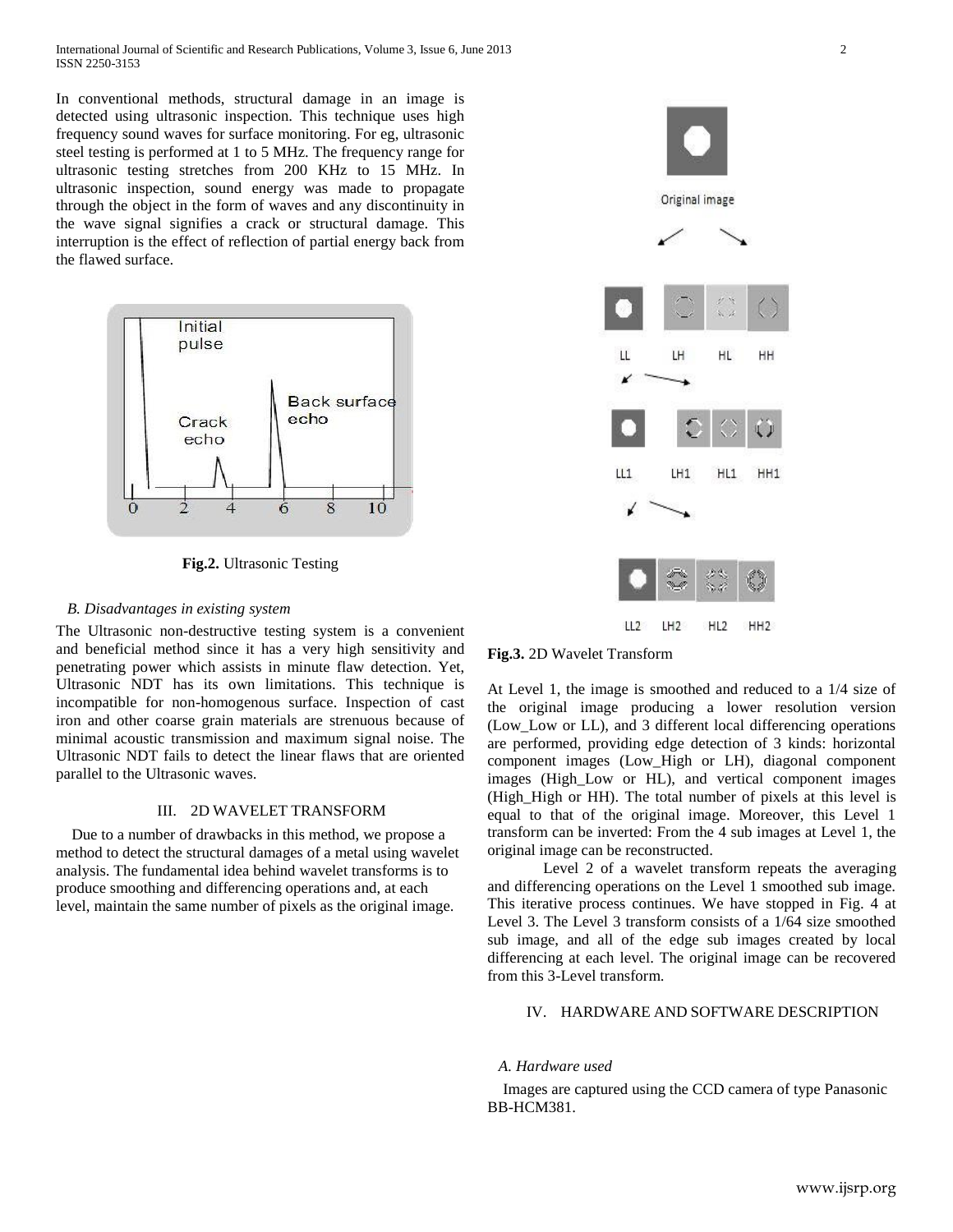In conventional methods, structural damage in an image is detected using ultrasonic inspection. This technique uses high frequency sound waves for surface monitoring. For eg, ultrasonic steel testing is performed at 1 to 5 MHz. The frequency range for ultrasonic testing stretches from 200 KHz to 15 MHz. In ultrasonic inspection, sound energy was made to propagate through the object in the form of waves and any discontinuity in the wave signal signifies a crack or structural damage. This interruption is the effect of reflection of partial energy back from the flawed surface.

**Fig.2.** Ultrasonic Testing

### *B. Disadvantages in existing system*

The Ultrasonic non-destructive testing system is a convenient and beneficial method since it has a very high sensitivity and penetrating power which assists in minute flaw detection. Yet, Ultrasonic NDT has its own limitations. This technique is incompatible for non-homogenous surface. Inspection of cast iron and other coarse grain materials are strenuous because of minimal acoustic transmission and maximum signal noise. The Ultrasonic NDT fails to detect the linear flaws that are oriented parallel to the Ultrasonic waves.

## III. 2D WAVELET TRANSFORM

Due to a number of drawbacks in this method, we propose a method to detect the structural damages of a metal using wavelet analysis. The fundamental idea behind wavelet transforms is to produce smoothing and differencing operations and, at each level, maintain the same number of pixels as the original image.

**Fig.3.** 2D Wavelet Transform

At Level 1, the image is smoothed and reduced to a 1/4 size of the original image producing a lower resolution version (Low_Low or LL), and 3 different local differencing operations are performed, providing edge detection of 3 kinds: horizontal component images (Low_High or LH), diagonal component images (High_Low or HL), and vertical component images (High_High or HH). The total number of pixels at this level is equal to that of the original image. Moreover, this Level 1 transform can be inverted: From the 4 sub images at Level 1, the original image can be reconstructed.

Level 2 of a wavelet transform repeats the averaging and differencing operations on the Level 1 smoothed sub image. This iterative process continues. We have stopped in Fig. 4 at Level 3. The Level 3 transform consists of a 1/64 size smoothed sub image, and all of the edge sub images created by local differencing at each level. The original image can be recovered from this 3-Level transform.

## IV. HARDWARE AND SOFTWARE DESCRIPTION

### *A. Hardware used*

Images are captured using the CCD camera of type Panasonic BB-HCM381.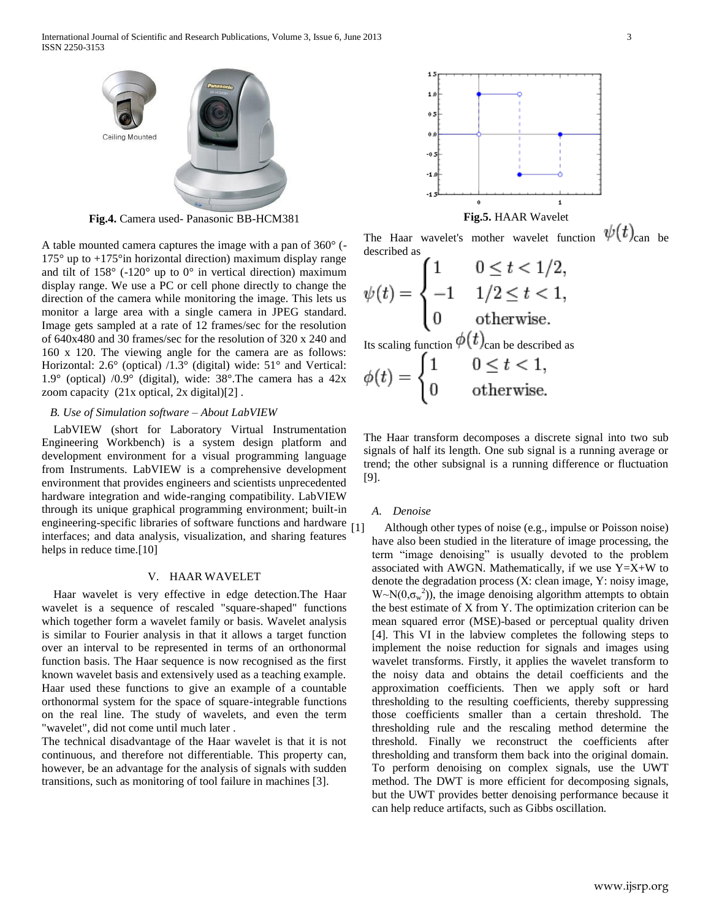**Fig.4.** Camera used- Panasonic BB-HCM381

A table mounted camera captures the image with a pan of 360° (-175° up to +175°in horizontal direction) maximum display range and tilt of 158° (-120° up to 0° in vertical direction) maximum display range. We use a PC or cell phone directly to change the direction of the camera while monitoring the image. This lets us monitor a large area with a single camera in JPEG standard. Image gets sampled at a rate of 12 frames/sec for the resolution of 640x480 and 30 frames/sec for the resolution of 320 x 240 and 160 x 120. The viewing angle for the camera are as follows: Horizontal: 2.6° (optical) /1.3° (digital) wide: 51° and Vertical: 1.9° (optical) /0.9° (digital), wide: 38°.The camera has a 42x zoom capacity (21x optical, 2x digital)[2] .

### *B. Use of Simulation software – About LabVIEW*

LabVIEW (short for Laboratory Virtual Instrumentation Engineering Workbench) is a system design platform and development environment for a visual programming language from Instruments. LabVIEW is a comprehensive development environment that provides engineers and scientists unprecedented hardware integration and wide-ranging compatibility. LabVIEW through its unique graphical programming environment; built-in engineering-specific libraries of software functions and hardware interfaces; and data analysis, visualization, and sharing features helps in reduce time.[10]

## V. HAAR WAVELET

Haar wavelet is very effective in edge detection.The Haar wavelet is a sequence of rescaled "square-shaped" functions which together form a wavelet family or basis. Wavelet analysis is similar to Fourier analysis in that it allows a target function over an interval to be represented in terms of an orthonormal function basis. The Haar sequence is now recognised as the first known wavelet basis and extensively used as a teaching example. Haar used these functions to give an example of a countable orthonormal system for the space of square-integrable functions on the real line. The study of wavelets, and even the term "wavelet", did not come until much later .

The technical disadvantage of the Haar wavelet is that it is not continuous, and therefore not differentiable. This property can, however, be an advantage for the analysis of signals with sudden transitions, such as monitoring of tool failure in machines [3].

**Fig.5.** HAAR Wavelet

The Haar wavelet's mother wavelet function $\psi(t)$ can be described as

$$\psi(t) = \begin{cases} 1 & 0 \le t < 1/2, \\ -1 & 1/2 \le t < 1, \\ 0 & \text{otherwise.} \end{cases}$$

Its scaling function $\phi(t)$ can be described as

$$\phi(t) = \begin{cases} 1 & 0 \le t < 1, \\ 0 & \text{otherwise.} \end{cases}$$

The Haar transform decomposes a discrete signal into two sub signals of half its length. One sub signal is a running average or trend; the other subsignal is a running difference or fluctuation [9].

### *A. Denoise*

[1] Although other types of noise (e.g., impulse or Poisson noise) have also been studied in the literature of image processing, the term "image denoising" is usually devoted to the problem associated with AWGN. Mathematically, if we use Y=X+W to denote the degradation process (X: clean image, Y: noisy image, $W \sim N(0,\sigma_w^2)$), the image denoising algorithm attempts to obtain the best estimate of X from Y. The optimization criterion can be mean squared error (MSE)-based or perceptual quality driven [4]. This VI in the labview completes the following steps to implement the noise reduction for signals and images using wavelet transforms. Firstly, it applies the wavelet transform to the noisy data and obtains the detail coefficients and the approximation coefficients. Then we apply soft or hard thresholding to the resulting coefficients, thereby suppressing those coefficients smaller than a certain threshold. The thresholding rule and the rescaling method determine the threshold. Finally we reconstruct the coefficients after thresholding and transform them back into the original domain. To perform denoising on complex signals, use the UWT method. The DWT is more efficient for decomposing signals, but the UWT provides better denoising performance because it can help reduce artifacts, such as Gibbs oscillation.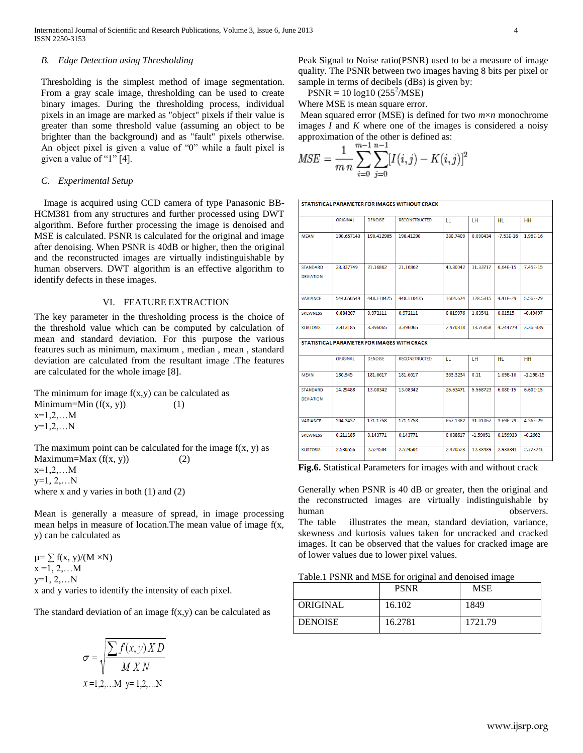### B. *Edge Detection using Thresholding*

Thresholding is the simplest method of image segmentation. From a gray scale image, thresholding can be used to create binary images. During the thresholding process, individual pixels in an image are marked as "object" pixels if their value is greater than some threshold value (assuming an object to be brighter than the background) and as "fault" pixels otherwise. An object pixel is given a value of "0" while a fault pixel is given a value of "1" [4].

### C. *Experimental Setup*

Image is acquired using CCD camera of type Panasonic BB-HCM381 from any structures and further processed using DWT algorithm. Before further processing the image is denoised and MSE is calculated. PSNR is calculated for the original and image after denoising. When PSNR is 40dB or higher, then the original and the reconstructed images are virtually indistinguishable by human observers. DWT algorithm is an effective algorithm to identify defects in these images.

## VI. FEATURE EXTRACTION

The key parameter in the thresholding process is the choice of the threshold value which can be computed by calculation of mean and standard deviation. For this purpose the various features such as minimum, maximum , median , mean , standard deviation are calculated from the resultant image .The features are calculated for the whole image [8].

The minimum for image f(x,y) can be calculated as

Minimum=Min (f(x, y)) (1)

x=1,2,…M

y=1,2,…N

The maximum point can be calculated for the image f(x, y) as

Maximum=Max (f(x, y)) (2)

x=1,2,…M

y=1, 2,…N

where x and y varies in both (1) and (2)

Mean is generally a measure of spread, in image processing mean helps in measure of location.The mean value of image f(x, y) can be calculated as

$\mu = \sum f(x, y)/(M \times N)$

x =1, 2,…M

y=1, 2,…N

x and y varies to identify the intensity of each pixel.

The standard deviation of an image f(x,y) can be calculated as

$$\sigma = \sqrt{\frac{\sum f(x,y) X D}{M X N}}$$

$x$ =1,2,…M y= 1,2,…N

Peak Signal to Noise ratio(PSNR) used to be a measure of image quality. The PSNR between two images having 8 bits per pixel or sample in terms of decibels (dBs) is given by:

$$PSNR = 10 \log 10 (255^2/MSE)$$

Where MSE is mean square error.

Mean squared error (MSE) is defined for two $m \times n$ monochrome images $I$ and $K$ where one of the images is considered a noisy approximation of the other is defined as:

$$MSE = \frac{1}{m\,n}\sum_{i=0}^{m-1}\sum_{j=0}^{n-1}[I(i,j) - K(i,j)]^2$$

| STATISTICAL PARAMETER FOR IMAGES WITHOUT CRACK | | | | | | | |
|---|---|---|---|---|---|---|---|
| | ORIGINAL | DENOISE | RECONSTRUCTED | LL | LH | HL | HH |
| MEAN | 190.657143 | 190.412905 | 190.41290 | 380.7409 | 0.090434 | -7.53E-16 | 1.96E-16 |
| STANDARD DEVIATION | 23.337749 | 21.16862 | 21.16862 | 40.80042 | 11.33717 | 6.64E-15 | 7.45E-15 |
| VARIANCE | 544.650549 | 448.110475 | 448.110475 | 1664.674 | 128.5315 | 4.41E-29 | 5.56E-29 |
| SKEWNESS | 0.884207 | 0.972111 | 0.972111 | 0.819976 | 1.83541 | 0.01515 | -0.49497 |
| KURTOSIS | 3.413185 | 3.396065 | 3.396065 | 2.970318 | 13.76858 | 4.244779 | 3.360389 |
| **STATISTICAL PARAMETER FOR IMAGES WITH CRACK** | | | | | | | |
| | ORIGINAL | DENOISE | RECONSTRUCTED | LL | LH | HL | HH |
| MEAN | 180.945 | 181.6617 | 181.6617 | 363.3234 | 0.11 | 1.09E-16 | -1.19E-15 |
| STANDARD DEVIATION | 14.29488 | 13.08342 | 13.08342 | 25.63471 | 5.568723 | 6.08E-15 | 6.60E-15 |
| VARIANCE | 204.3437 | 171.1758 | 171.1758 | 657.1382 | 31.01067 | 3.69E-29 | 4.36E-29 |
| SKEWNESS | 0.211185 | 0.143771 | 0.143771 | 0.088617 | -1.59051 | 0.159933 | -0.2662 |
| KURTOSIS | 2.530556 | 2.524504 | 2.524504 | 2.470523 | 12.38489 | 2.933341 | 2.773746 |

**Fig.6.** Statistical Parameters for images with and without crack

Generally when PSNR is 40 dB or greater, then the original and the reconstructed images are virtually indistinguishable by human observers.

The table illustrates the mean, standard deviation, variance, skewness and kurtosis values taken for uncracked and cracked images. It can be observed that the values for cracked image are of lower values due to lower pixel values.

Table.1 PSNR and MSE for original and denoised image

| | PSNR | MSE |
|---|---|---|
| ORIGINAL | 16.102 | 1849 |
| DENOISE | 16.2781 | 1721.79 |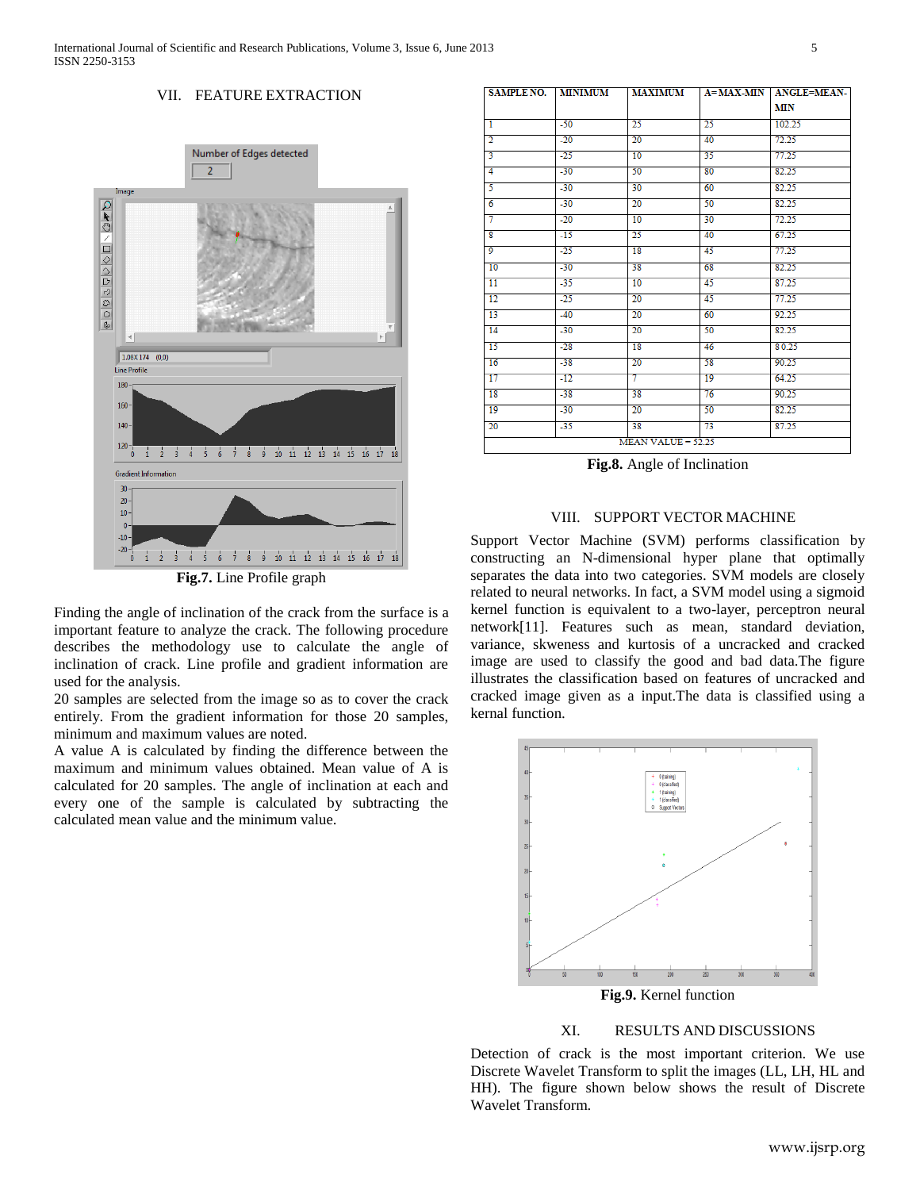## VII. FEATURE EXTRACTION

**Fig.7.** Line Profile graph

Finding the angle of inclination of the crack from the surface is a important feature to analyze the crack. The following procedure describes the methodology use to calculate the angle of inclination of crack. Line profile and gradient information are used for the analysis.

20 samples are selected from the image so as to cover the crack entirely. From the gradient information for those 20 samples, minimum and maximum values are noted.

A value A is calculated by finding the difference between the maximum and minimum values obtained. Mean value of A is calculated for 20 samples. The angle of inclination at each and every one of the sample is calculated by subtracting the calculated mean value and the minimum value.

| SAMPLE NO. | MINIMUM | MAXIMUM | A=MAX-MIN | ANGLE=MEAN-MIN |
|---|---|---|---|---|
| 1 | -50 | 25 | 25 | 102.25 |
| 2 | -20 | 20 | 40 | 72.25 |
| 3 | -25 | 10 | 35 | 77.25 |
| 4 | -30 | 50 | 80 | 82.25 |
| 5 | -30 | 30 | 60 | 82.25 |
| 6 | -30 | 20 | 50 | 82.25 |
| 7 | -20 | 10 | 30 | 72.25 |
| 8 | -15 | 25 | 40 | 67.25 |
| 9 | -25 | 18 | 45 | 77.25 |
| 10 | -30 | 38 | 68 | 82.25 |
| 11 | -35 | 10 | 45 | 87.25 |
| 12 | -25 | 20 | 45 | 77.25 |
| 13 | -40 | 20 | 60 | 92.25 |
| 14 | -30 | 20 | 50 | 82.25 |
| 15 | -28 | 18 | 46 | 80.25 |
| 16 | -38 | 20 | 58 | 90.25 |
| 17 | -12 | 7 | 19 | 64.25 |
| 18 | -38 | 38 | 76 | 90.25 |
| 19 | -30 | 20 | 50 | 82.25 |
| 20 | -35 | 38 | 73 | 87.25 |
| MEAN VALUE = 52.25 | | | | |

**Fig.8.** Angle of Inclination

## VIII. SUPPORT VECTOR MACHINE

Support Vector Machine (SVM) performs classification by constructing an N-dimensional hyper plane that optimally separates the data into two categories. SVM models are closely related to neural networks. In fact, a SVM model using a sigmoid kernel function is equivalent to a two-layer, perceptron neural network[11]. Features such as mean, standard deviation, variance, skweness and kurtosis of a uncracked and cracked image are used to classify the good and bad data.The figure illustrates the classification based on features of uncracked and cracked image given as a input.The data is classified using a kernal function.

**Fig.9.** Kernel function

## XI. RESULTS AND DISCUSSIONS

Detection of crack is the most important criterion. We use Discrete Wavelet Transform to split the images (LL, LH, HL and HH). The figure shown below shows the result of Discrete Wavelet Transform.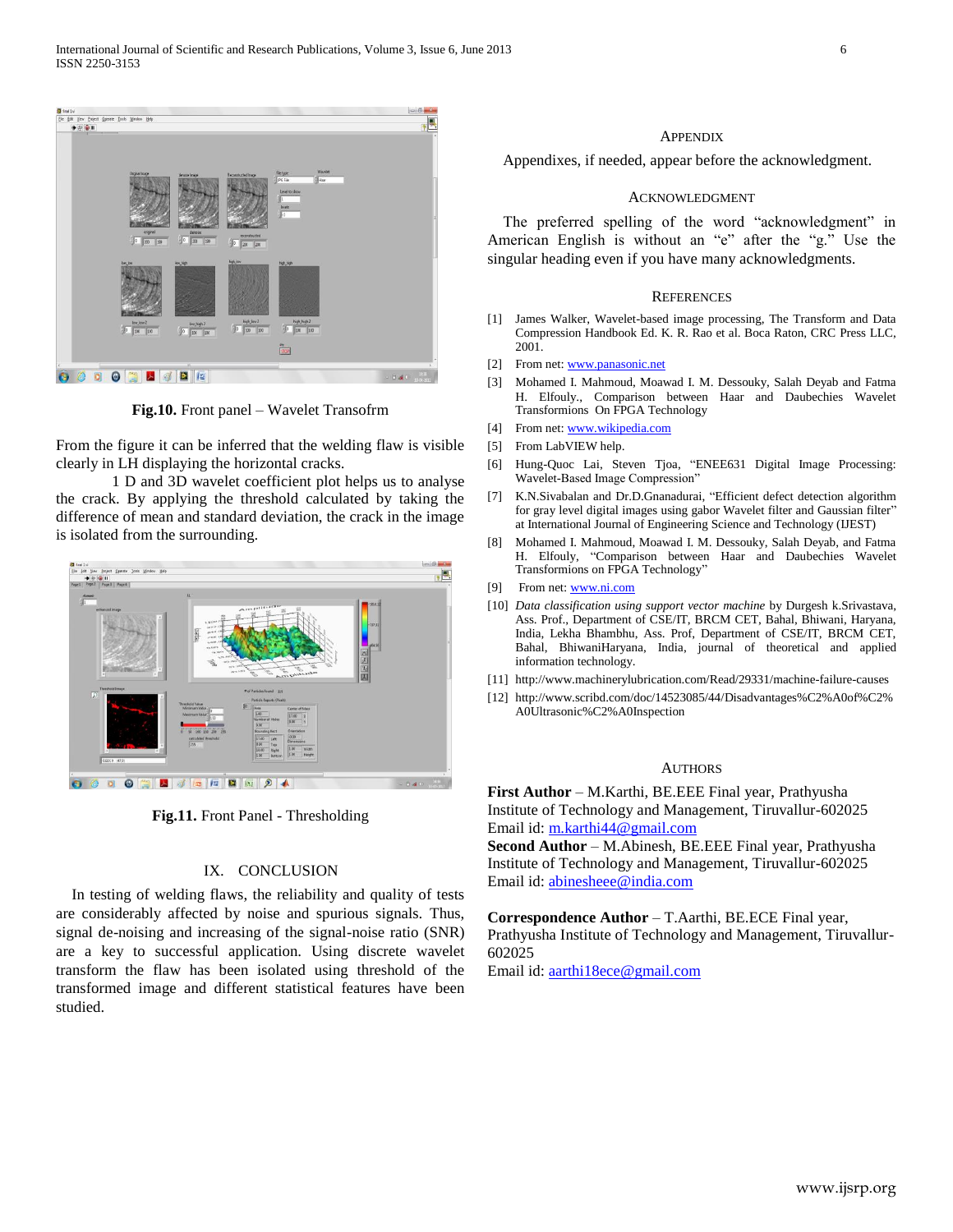**Fig.10.** Front panel – Wavelet Transofrm

From the figure it can be inferred that the welding flaw is visible clearly in LH displaying the horizontal cracks.

1 D and 3D wavelet coefficient plot helps us to analyse the crack. By applying the threshold calculated by taking the difference of mean and standard deviation, the crack in the image is isolated from the surrounding.

**Fig.11.** Front Panel - Thresholding

## IX. CONCLUSION

In testing of welding flaws, the reliability and quality of tests are considerably affected by noise and spurious signals. Thus, signal de-noising and increasing of the signal-noise ratio (SNR) are a key to successful application. Using discrete wavelet transform the flaw has been isolated using threshold of the transformed image and different statistical features have been studied.

## APPENDIX

Appendixes, if needed, appear before the acknowledgment.

## ACKNOWLEDGMENT

The preferred spelling of the word "acknowledgment" in American English is without an "e" after the "g." Use the singular heading even if you have many acknowledgments.

## REFERENCES

[1] James Walker, Wavelet-based image processing, The Transform and Data Compression Handbook Ed. K. R. Rao et al. Boca Raton, CRC Press LLC, 2001.

[2] From net: www.panasonic.net

[3] Mohamed I. Mahmoud, Moawad I. M. Dessouky, Salah Deyab and Fatma H. Elfouly., Comparison between Haar and Daubechies Wavelet Transformions On FPGA Technology

[4] From net: www.wikipedia.com

[5] From LabVIEW help.

[6] Hung-Quoc Lai, Steven Tjoa, "ENEE631 Digital Image Processing: Wavelet-Based Image Compression"

[7] K.N.Sivabalan and Dr.D.Gnanadurai, "Efficient defect detection algorithm for gray level digital images using gabor Wavelet filter and Gaussian filter" at International Journal of Engineering Science and Technology (IJEST)

[8] Mohamed I. Mahmoud, Moawad I. M. Dessouky, Salah Deyab, and Fatma H. Elfouly, "Comparison between Haar and Daubechies Wavelet Transformions on FPGA Technology"

[9] From net: www.ni.com

[10] *Data classification using support vector machine* by Durgesh k.Srivastava, Ass. Prof., Department of CSE/IT, BRCM CET, Bahal, Bhiwani, Haryana, India, Lekha Bhambhu, Ass. Prof, Department of CSE/IT, BRCM CET, Bahal, BhiwaniHaryana, India, journal of theoretical and applied information technology.

[11] http://www.machinerylubrication.com/Read/29331/machine-failure-causes

[12] http://www.scribd.com/doc/14523085/44/Disadvantages%C2%A0of%C2%A0Ultrasonic%C2%A0Inspection

## AUTHORS

**First Author** – M.Karthi, BE.EEE Final year, Prathyusha Institute of Technology and Management, Tiruvallur-602025
Email id: m.karthi44@gmail.com

**Second Author** – M.Abinesh, BE.EEE Final year, Prathyusha Institute of Technology and Management, Tiruvallur-602025
Email id: abinesheee@india.com

**Correspondence Author** – T.Aarthi, BE.ECE Final year, Prathyusha Institute of Technology and Management, Tiruvallur-602025
Email id: aarthi18ece@gmail.com